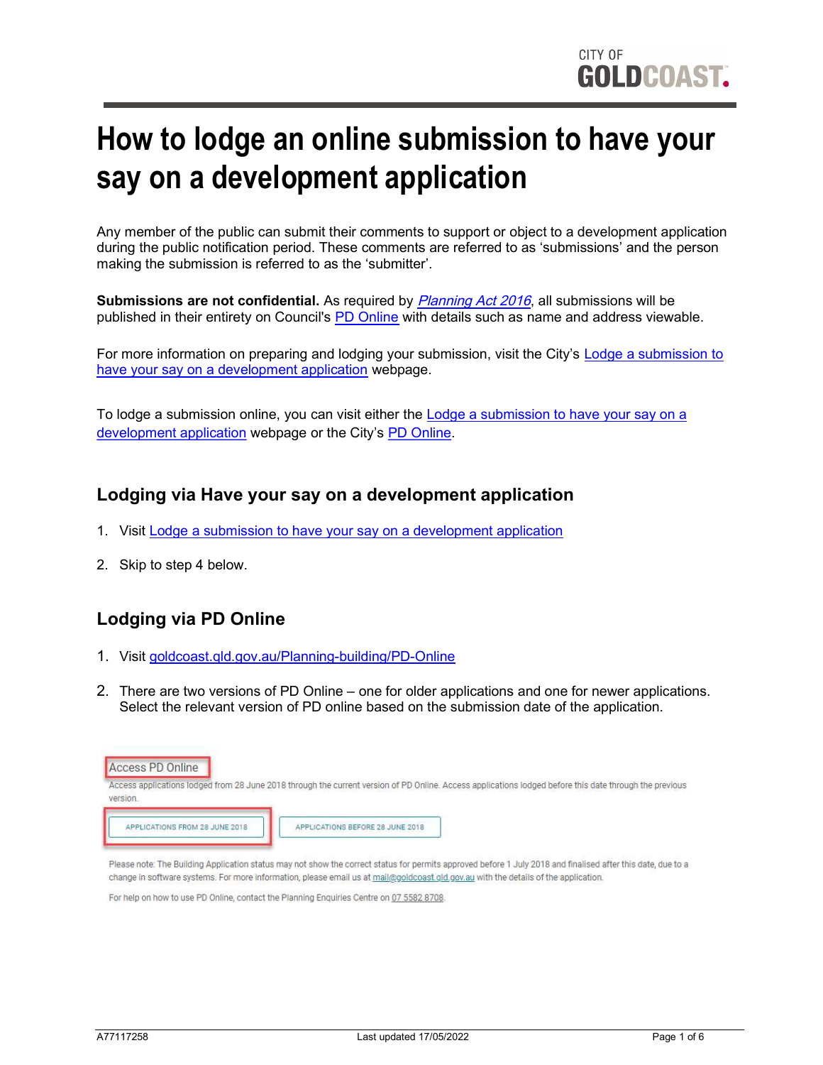# How to lodge an online submission to have your say on a development application

Any member of the public can submit their comments to support or object to a development application during the public notification period. These comments are referred to as 'submissions' and the person making the submission is referred to as the 'submitter'.

**Submissions are not confidential.** As required by *Planning Act 2016*, all submissions will be published in their entirety on Council's PD Online with details such as name and address viewable.

For more information on preparing and lodging your submission, visit the City's Lodge a submission to have your say on a development application webpage.

To lodge a submission online, you can visit either the Lodge a submission to have your say on a development application webpage or the City's PD Online.

## Lodging via Have your say on a development application

1. Visit Lodge a submission to have your say on a development application
2. Skip to step 4 below.

## Lodging via PD Online

1. Visit goldcoast.qld.gov.au/Planning-building/PD-Online
2. There are two versions of PD Online – one for older applications and one for newer applications. Select the relevant version of PD online based on the submission date of the application.

Access PD Online

Access applications lodged from 28 June 2018 through the current version of PD Online. Access applications lodged before this date through the previous version.

APPLICATIONS FROM 28 JUNE 2018 | APPLICATIONS BEFORE 28 JUNE 2018

Please note: The Building Application status may not show the correct status for permits approved before 1 July 2018 and finalised after this date, due to a change in software systems. For more information, please email us at mail@goldcoast.qld.gov.au with the details of the application.

For help on how to use PD Online, contact the Planning Enquiries Centre on 07 5582 8708.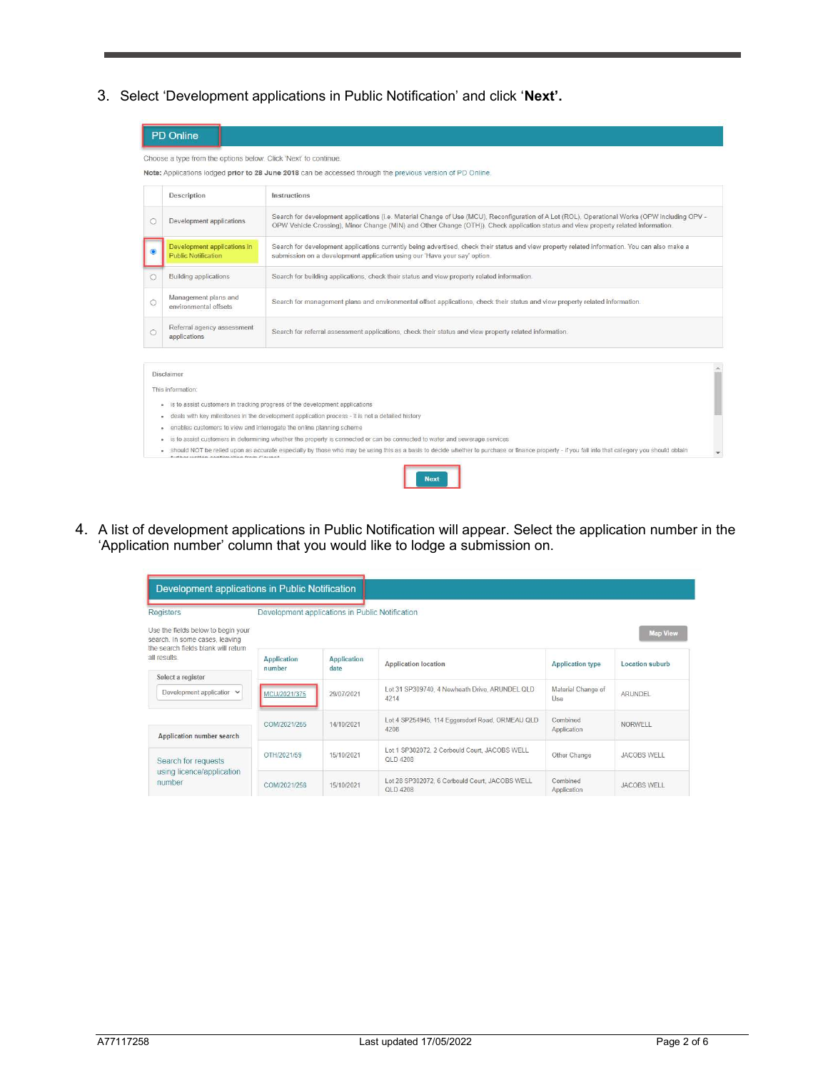3. Select 'Development applications in Public Notification' and click '**Next'.**

**PD Online**

Choose a type from the options below. Click 'Next' to continue.

**Note:** Applications lodged **prior to 28 June 2018** can be accessed through the previous version of PD Online.

| | Description | Instructions |
|---|---|---|
| ○ | Development applications | Search for development applications (i.e. Material Change of Use (MCU), Reconfiguration of A Lot (ROL), Operational Works (OPW including OPV - OPW Vehicle Crossing), Minor Change (MIN) and Other Change (OTH)). Check application status and view property related information. |
| ● | Development applications in Public Notification | Search for development applications currently being advertised, check their status and view property related information. You can also make a submission on a development application using our 'Have your say' option. |
| ○ | Building applications | Search for building applications, check their status and view property related information. |
| ○ | Management plans and environmental offsets | Search for management plans and environmental offset applications, check their status and view property related information. |
| ○ | Referral agency assessment applications | Search for referral assessment applications, check their status and view property related information. |

Disclaimer

This information:

- is to assist customers in tracking progress of the development applications
- deals with key milestones in the development application process - it is not a detailed history
- enables customers to view and interrogate the online planning scheme
- is to assist customers in determining whether the property is connected or can be connected to water and sewerage services
- should NOT be relied upon as accurate especially by those who may be using this as a basis to decide whether to purchase or finance property - if you fall into that category you should obtain

Next

4. A list of development applications in Public Notification will appear. Select the application number in the 'Application number' column that you would like to lodge a submission on.

**Development applications in Public Notification**

Registers | Development applications in Public Notification

Use the fields below to begin your search. In some cases, leaving the search fields blank will return all results.

Select a register: Development application

Application number search

Search for requests using licence/application number

Map View

| Application number | Application date | Application location | Application type | Location suburb |
|---|---|---|---|---|
| MCU/2021/375 | 29/07/2021 | Lot 31 SP309740, 4 Newheath Drive, ARUNDEL QLD 4214 | Material Change of Use | ARUNDEL |
| COM/2021/265 | 14/10/2021 | Lot 4 SP254945, 114 Eggersdorf Road, ORMEAU QLD 4208 | Combined Application | NORWELL |
| OTH/2021/69 | 15/10/2021 | Lot 1 SP302072, 2 Corbould Court, JACOBS WELL QLD 4208 | Other Change | JACOBS WELL |
| COM/2021/258 | 15/10/2021 | Lot 28 SP302072, 6 Corbould Court, JACOBS WELL QLD 4208 | Combined Application | JACOBS WELL |

A77117258 Last updated 17/05/2022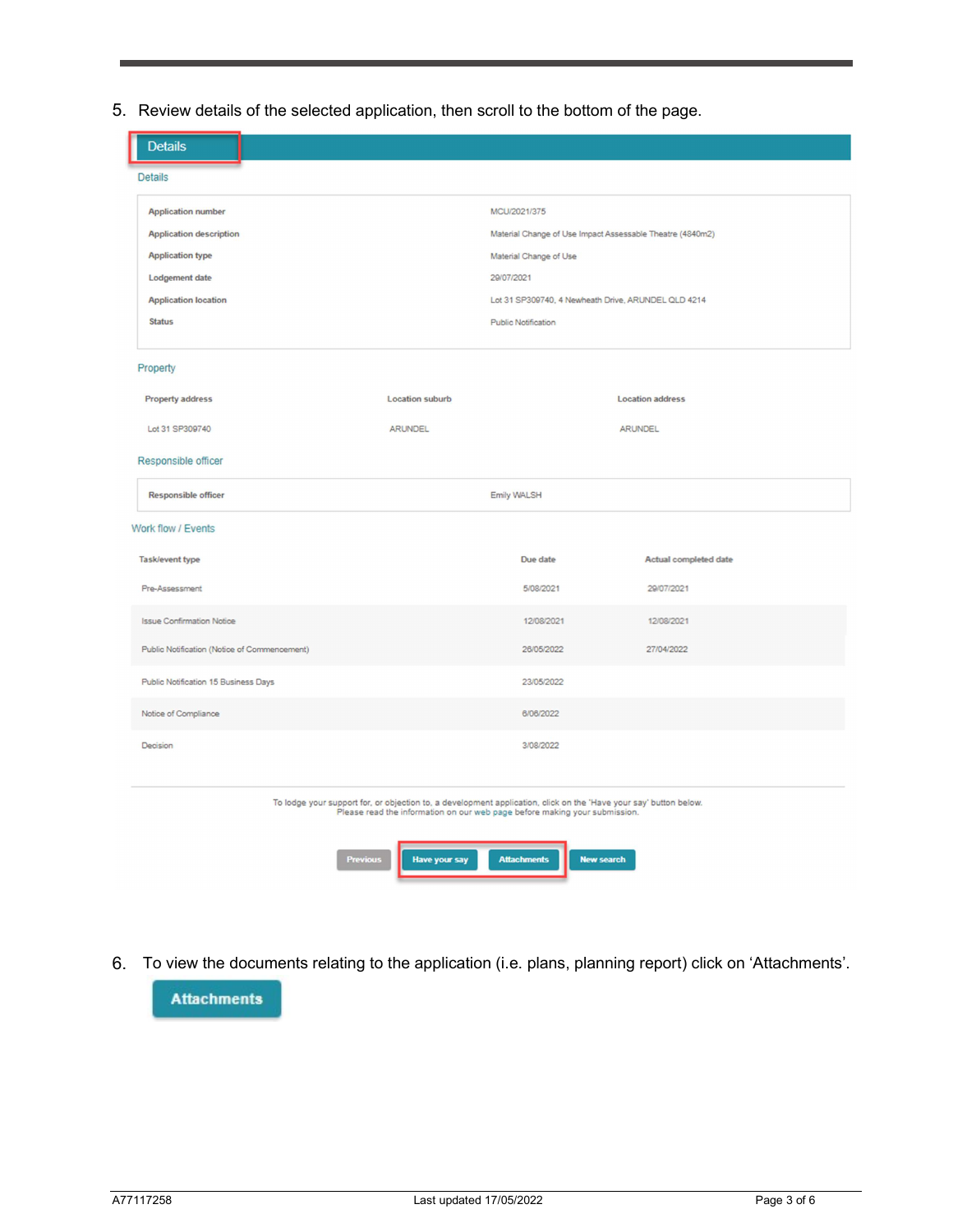5. Review details of the selected application, then scroll to the bottom of the page.

**Details**

Details

| | |
|---|---|
| Application number | MCU/2021/375 |
| Application description | Material Change of Use Impact Assessable Theatre (4840m2) |
| Application type | Material Change of Use |
| Lodgement date | 29/07/2021 |
| Application location | Lot 31 SP309740, 4 Newheath Drive, ARUNDEL QLD 4214 |
| Status | Public Notification |

Property

| Property address | Location suburb | Location address |
|---|---|---|
| Lot 31 SP309740 | ARUNDEL | ARUNDEL |

Responsible officer

| | |
|---|---|
| Responsible officer | Emily WALSH |

Work flow / Events

| Task/event type | Due date | Actual completed date |
|---|---|---|
| Pre-Assessment | 5/08/2021 | 29/07/2021 |
| Issue Confirmation Notice | 12/08/2021 | 12/08/2021 |
| Public Notification (Notice of Commencement) | 26/05/2022 | 27/04/2022 |
| Public Notification 15 Business Days | 23/05/2022 | |
| Notice of Compliance | 6/06/2022 | |
| Decision | 3/08/2022 | |

To lodge your support for, or objection to, a development application, click on the 'Have your say' button below. Please read the information on our web page before making your submission.

Previous | Have your say | Attachments | New search

6. To view the documents relating to the application (i.e. plans, planning report) click on 'Attachments'.

**Attachments**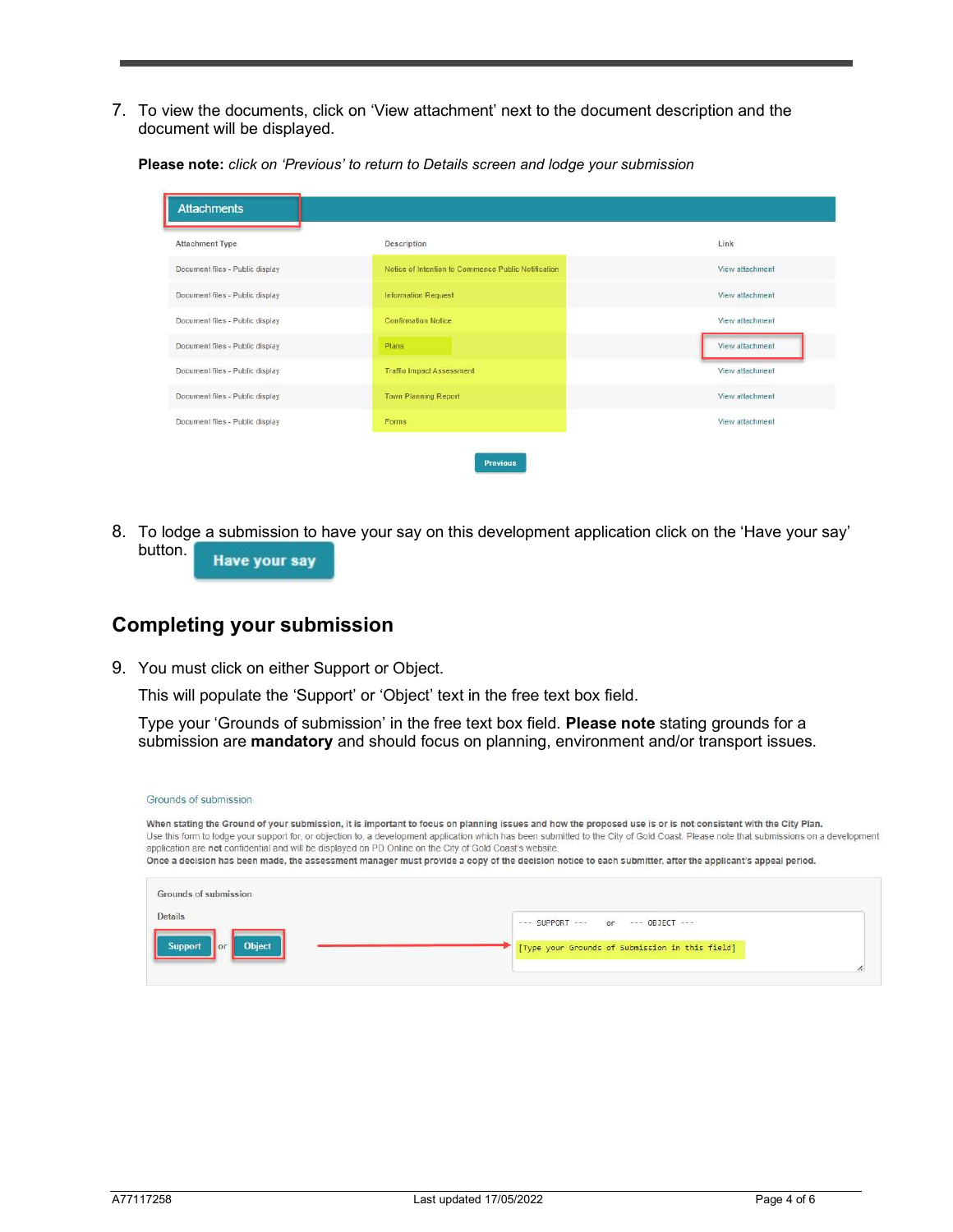7. To view the documents, click on 'View attachment' next to the document description and the document will be displayed.

   **Please note:** *click on 'Previous' to return to Details screen and lodge your submission*

   **Attachments**

   | Attachment Type | Description | Link |
   |---|---|---|
   | Document files - Public display | Notice of Intention to Commence Public Notification | View attachment |
   | Document files - Public display | Information Request | View attachment |
   | Document files - Public display | Confirmation Notice | View attachment |
   | Document files - Public display | Plans | View attachment |
   | Document files - Public display | Traffic Impact Assessment | View attachment |
   | Document files - Public display | Town Planning Report | View attachment |
   | Document files - Public display | Forms | View attachment |

   Previous

8. To lodge a submission to have your say on this development application click on the 'Have your say' button. **Have your say**

## Completing your submission

9. You must click on either Support or Object.

   This will populate the 'Support' or 'Object' text in the free text box field.

   Type your 'Grounds of submission' in the free text box field. **Please note** stating grounds for a submission are **mandatory** and should focus on planning, environment and/or transport issues.

   Grounds of submission

   **When stating the Ground of your submission, it is important to focus on planning issues and how the proposed use is or is not consistent with the City Plan.**
   Use this form to lodge your support for, or objection to, a development application which has been submitted to the City of Gold Coast. Please note that submissions on a development application are **not** confidential and will be displayed on PD Online on the City of Gold Coast's website.
   **Once a decision has been made, the assessment manager must provide a copy of the decision notice to each submitter, after the applicant's appeal period.**

   Grounds of submission

   Details

   Support or Object

   --- SUPPORT --- or --- OBJECT ---

   [Type your Grounds of Submission in this field]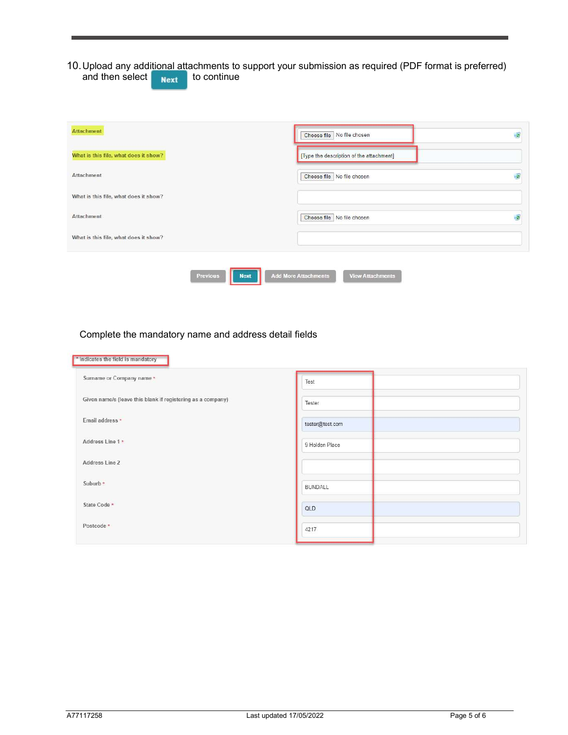10. Upload any additional attachments to support your submission as required (PDF format is preferred) and then select **Next** to continue

| | |
|---|---|
| Attachment | Choose file No file chosen |
| What is this file, what does it show? | [Type the description of the attachment] |
| Attachment | Choose file No file chosen |
| What is this file, what does it show? | |
| Attachment | Choose file No file chosen |
| What is this file, what does it show? | |

Previous | Next | Add More Attachments | View Attachments

Complete the mandatory name and address detail fields

* indicates the field is mandatory

| | |
|---|---|
| Surname or Company name * | Test |
| Given name/s (leave this blank if registering as a company) | Tester |
| Email address * | tester@test.com |
| Address Line 1 * | 9 Holden Place |
| Address Line 2 | |
| Suburb * | BUNDALL |
| State Code * | QLD |
| Postcode * | 4217 |

A77117258 Last updated 17/05/2022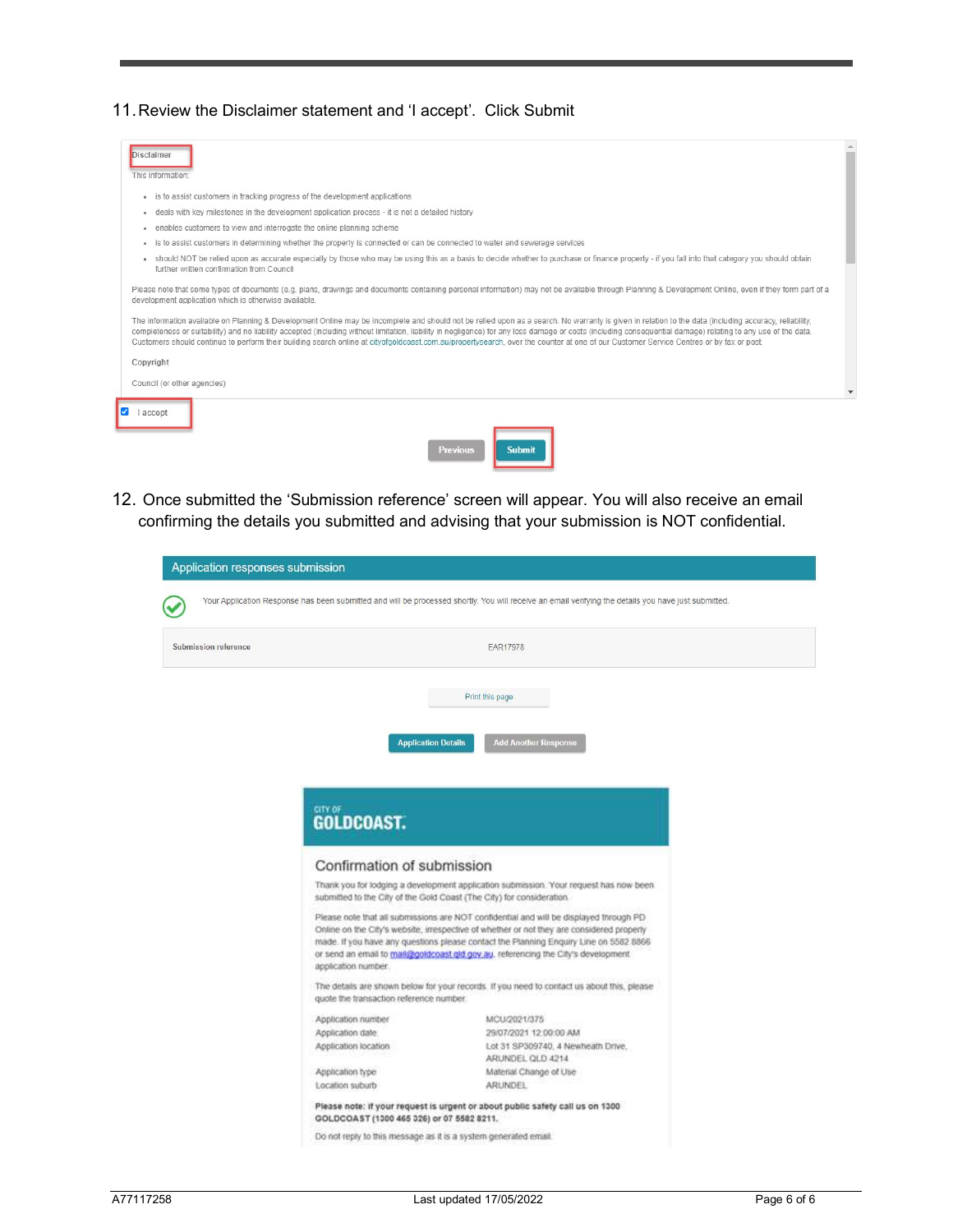11. Review the Disclaimer statement and 'I accept'. Click Submit

Disclaimer

This information:

- is to assist customers in tracking progress of the development applications
- deals with key milestones in the development application process - it is not a detailed history
- enables customers to view and interrogate the online planning scheme
- is to assist customers in determining whether the property is connected or can be connected to water and sewerage services
- should NOT be relied upon as accurate especially by those who may be using this as a basis to decide whether to purchase or finance property - if you fall into that category you should obtain further written confirmation from Council

Please note that some types of documents (e.g. plans, drawings and documents containing personal information) may not be available through Planning & Development Online, even if they form part of a development application which is otherwise available.

The information available on Planning & Development Online may be incomplete and should not be relied upon as a search. No warranty is given in relation to the data (including accuracy, reliability, completeness or suitability) and no liability accepted (including without limitation, liability in negligence) for any loss damage or costs (including consequential damage) relating to any use of the data. Customers should continue to perform their building search online at cityofgoldcoast.com.au/propertysearch, over the counter at one of our Customer Service Centres or by fax or post.

Copyright

Council (or other agencies)

☑ I accept

Previous | Submit

12. Once submitted the 'Submission reference' screen will appear. You will also receive an email confirming the details you submitted and advising that your submission is NOT confidential.

Application responses submission

Your Application Response has been submitted and will be processed shortly. You will receive an email verifying the details you have just submitted.

| | |
|---|---|
| Submission reference | EAR17978 |

Print this page

Application Details | Add Another Response

CITY OF GOLDCOAST.

Confirmation of submission

Thank you for lodging a development application submission. Your request has now been submitted to the City of the Gold Coast (The City) for consideration.

Please note that all submissions are NOT confidential and will be displayed through PD Online on the City's website, irrespective of whether or not they are considered properly made. If you have any questions please contact the Planning Enquiry Line on 5582 8866 or send an email to mail@goldcoast.qld.gov.au, referencing the City's development application number.

The details are shown below for your records. If you need to contact us about this, please quote the transaction reference number.

| | |
|---|---|
| Application number | MCU/2021/375 |
| Application date | 29/07/2021 12:00:00 AM |
| Application location | Lot 31 SP309740, 4 Newheath Drive, ARUNDEL QLD 4214 |
| Application type | Material Change of Use |
| Location suburb | ARUNDEL |

**Please note: if your request is urgent or about public safety call us on 1300 GOLDCOAST (1300 465 326) or 07 5582 8211.**

Do not reply to this message as it is a system generated email.

A77117258 Last updated 17/05/2022